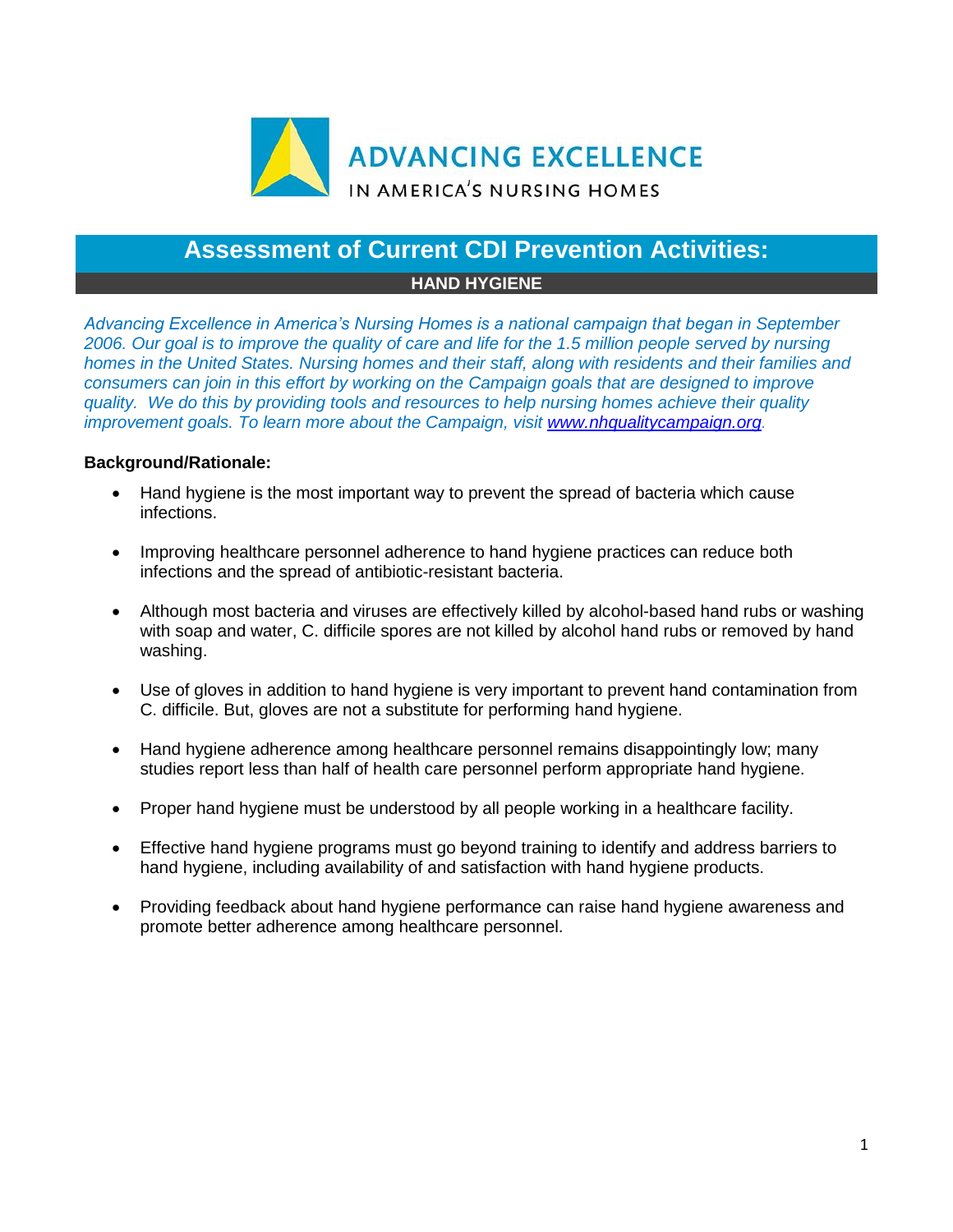ADVANCING EXCELLENCE

IN AMERICA'S NURSING HOMES

# Assessment of Current CDI Prevention Activities:

## HAND HYGIENE

*Advancing Excellence in America's Nursing Homes is a national campaign that began in September 2006. Our goal is to improve the quality of care and life for the 1.5 million people served by nursing homes in the United States. Nursing homes and their staff, along with residents and their families and consumers can join in this effort by working on the Campaign goals that are designed to improve quality. We do this by providing tools and resources to help nursing homes achieve their quality improvement goals. To learn more about the Campaign, visit [www.nhqualitycampaign.org](http://www.nhqualitycampaign.org).*

**Background/Rationale:**

- Hand hygiene is the most important way to prevent the spread of bacteria which cause infections.
- Improving healthcare personnel adherence to hand hygiene practices can reduce both infections and the spread of antibiotic-resistant bacteria.
- Although most bacteria and viruses are effectively killed by alcohol-based hand rubs or washing with soap and water, C. difficile spores are not killed by alcohol hand rubs or removed by hand washing.
- Use of gloves in addition to hand hygiene is very important to prevent hand contamination from C. difficile. But, gloves are not a substitute for performing hand hygiene.
- Hand hygiene adherence among healthcare personnel remains disappointingly low; many studies report less than half of health care personnel perform appropriate hand hygiene.
- Proper hand hygiene must be understood by all people working in a healthcare facility.
- Effective hand hygiene programs must go beyond training to identify and address barriers to hand hygiene, including availability of and satisfaction with hand hygiene products.
- Providing feedback about hand hygiene performance can raise hand hygiene awareness and promote better adherence among healthcare personnel.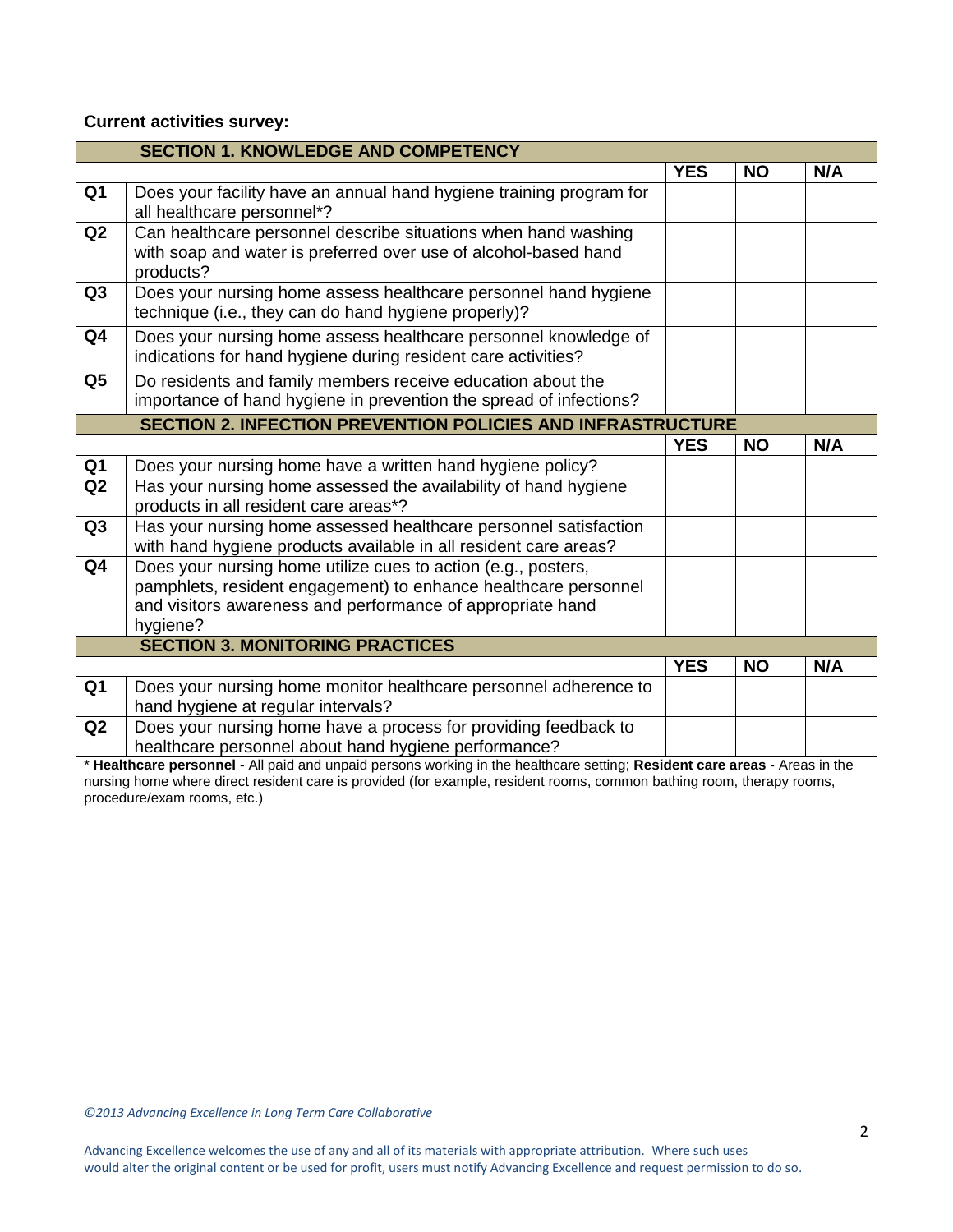**Current activities survey:**

| | SECTION 1. KNOWLEDGE AND COMPETENCY | | | |
|---|---|---|---|---|
| | | **YES** | **NO** | **N/A** |
| **Q1** | Does your facility have an annual hand hygiene training program for all healthcare personnel*? | | | |
| **Q2** | Can healthcare personnel describe situations when hand washing with soap and water is preferred over use of alcohol-based hand products? | | | |
| **Q3** | Does your nursing home assess healthcare personnel hand hygiene technique (i.e., they can do hand hygiene properly)? | | | |
| **Q4** | Does your nursing home assess healthcare personnel knowledge of indications for hand hygiene during resident care activities? | | | |
| **Q5** | Do residents and family members receive education about the importance of hand hygiene in prevention the spread of infections? | | | |
| | **SECTION 2. INFECTION PREVENTION POLICIES AND INFRASTRUCTURE** | | | |
| | | **YES** | **NO** | **N/A** |
| **Q1** | Does your nursing home have a written hand hygiene policy? | | | |
| **Q2** | Has your nursing home assessed the availability of hand hygiene products in all resident care areas*? | | | |
| **Q3** | Has your nursing home assessed healthcare personnel satisfaction with hand hygiene products available in all resident care areas? | | | |
| **Q4** | Does your nursing home utilize cues to action (e.g., posters, pamphlets, resident engagement) to enhance healthcare personnel and visitors awareness and performance of appropriate hand hygiene? | | | |
| | **SECTION 3. MONITORING PRACTICES** | | | |
| | | **YES** | **NO** | **N/A** |
| **Q1** | Does your nursing home monitor healthcare personnel adherence to hand hygiene at regular intervals? | | | |
| **Q2** | Does your nursing home have a process for providing feedback to healthcare personnel about hand hygiene performance? | | | |

* **Healthcare personnel** - All paid and unpaid persons working in the healthcare setting; **Resident care areas** - Areas in the nursing home where direct resident care is provided (for example, resident rooms, common bathing room, therapy rooms, procedure/exam rooms, etc.)

*©2013 Advancing Excellence in Long Term Care Collaborative*

Advancing Excellence welcomes the use of any and all of its materials with appropriate attribution. Where such uses would alter the original content or be used for profit, users must notify Advancing Excellence and request permission to do so.